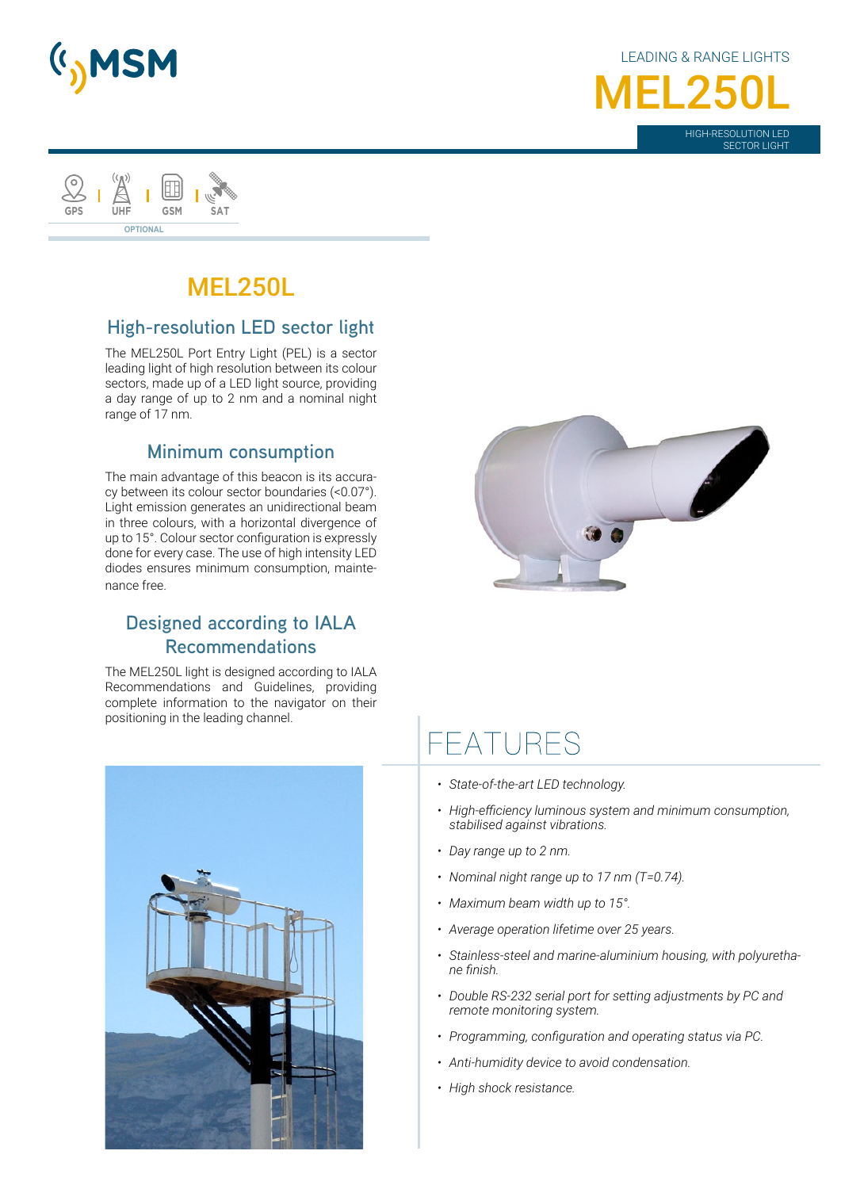LEADING & RANGE LIGHTS

# MEL250L

HIGH-RESOLUTION LED SECTOR LIGHT

GPS | UHF | GSM | SAT

OPTIONAL

## MEL250L

### High-resolution LED sector light

The MEL250L Port Entry Light (PEL) is a sector leading light of high resolution between its colour sectors, made up of a LED light source, providing a day range of up to 2 nm and a nominal night range of 17 nm.

### Minimum consumption

The main advantage of this beacon is its accuracy between its colour sector boundaries (<0.07°). Light emission generates an unidirectional beam in three colours, with a horizontal divergence of up to 15°. Colour sector configuration is expressly done for every case. The use of high intensity LED diodes ensures minimum consumption, maintenance free.

### Designed according to IALA Recommendations

The MEL250L light is designed according to IALA Recommendations and Guidelines, providing complete information to the navigator on their positioning in the leading channel.

## FEATURES

- *State-of-the-art LED technology.*
- *High-efficiency luminous system and minimum consumption, stabilised against vibrations.*
- *Day range up to 2 nm.*
- *Nominal night range up to 17 nm (T=0.74).*
- *Maximum beam width up to 15°.*
- *Average operation lifetime over 25 years.*
- *Stainless-steel and marine-aluminium housing, with polyurethane finish.*
- *Double RS-232 serial port for setting adjustments by PC and remote monitoring system.*
- *Programming, configuration and operating status via PC.*
- *Anti-humidity device to avoid condensation.*
- *High shock resistance.*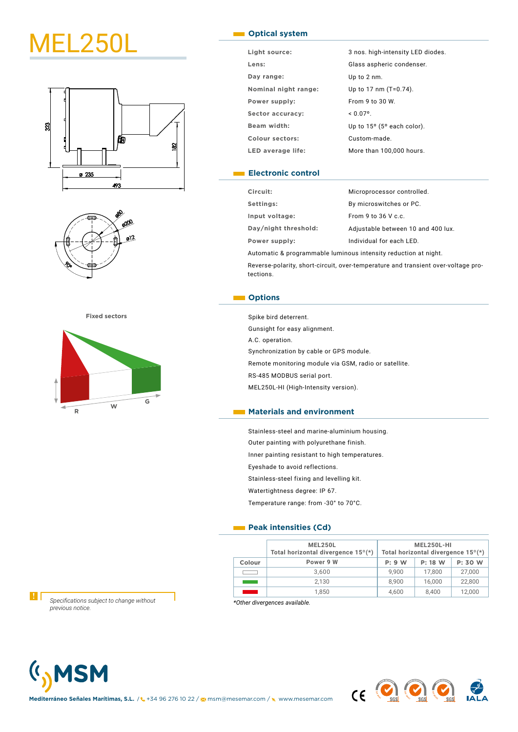# MEL250L

323

182

ø 235

493

ø80

ø200

ø12

90º

Fixed sectors

R

W

G

## Optical system

| | |
|---|---|
| **Light source:** | 3 nos. high-intensity LED diodes. |
| **Lens:** | Glass aspheric condenser. |
| **Day range:** | Up to 2 nm. |
| **Nominal night range:** | Up to 17 nm (T=0.74). |
| **Power supply:** | From 9 to 30 W. |
| **Sector accuracy:** | < 0.07º. |
| **Beam width:** | Up to 15º (5º each color). |
| **Colour sectors:** | Custom-made. |
| **LED average life:** | More than 100,000 hours. |

## Electronic control

| | |
|---|---|
| **Circuit:** | Microprocessor controlled. |
| **Settings:** | By microswitches or PC. |
| **Input voltage:** | From 9 to 36 V c.c. |
| **Day/night threshold:** | Adjustable between 10 and 400 lux. |
| **Power supply:** | Individual for each LED. |

Automatic & programmable luminous intensity reduction at night.

Reverse-polarity, short-circuit, over-temperature and transient over-voltage protections.

## Options

Spike bird deterrent.

Gunsight for easy alignment.

A.C. operation.

Synchronization by cable or GPS module.

Remote monitoring module via GSM, radio or satellite.

RS-485 MODBUS serial port.

MEL250L-HI (High-Intensity version).

## Materials and environment

Stainless-steel and marine-aluminium housing.

Outer painting with polyurethane finish.

Inner painting resistant to high temperatures.

Eyeshade to avoid reflections.

Stainless-steel fixing and levelling kit.

Watertightness degree: IP 67.

Temperature range: from -30° to 70°C.

## Peak intensities (Cd)

| | MEL250L Total horizontal divergence 15º(*) | MEL250L-HI Total horizontal divergence 15º(*) | | |
|---|---|---|---|---|
| **Colour** | **Power 9 W** | **P: 9 W** | **P: 18 W** | **P: 30 W** |
| White | 3,600 | 9,900 | 17,800 | 27,000 |
| Green | 2,130 | 8,900 | 16,000 | 22,800 |
| Red | 1,850 | 4,600 | 8,400 | 12,000 |

*\*Other divergences available.*

*Specifications subject to change without previous notice.*

**Mediterráneo Señales Marítimas, S.L.** / +34 96 276 10 22 / msm@mesemar.com / www.mesemar.com